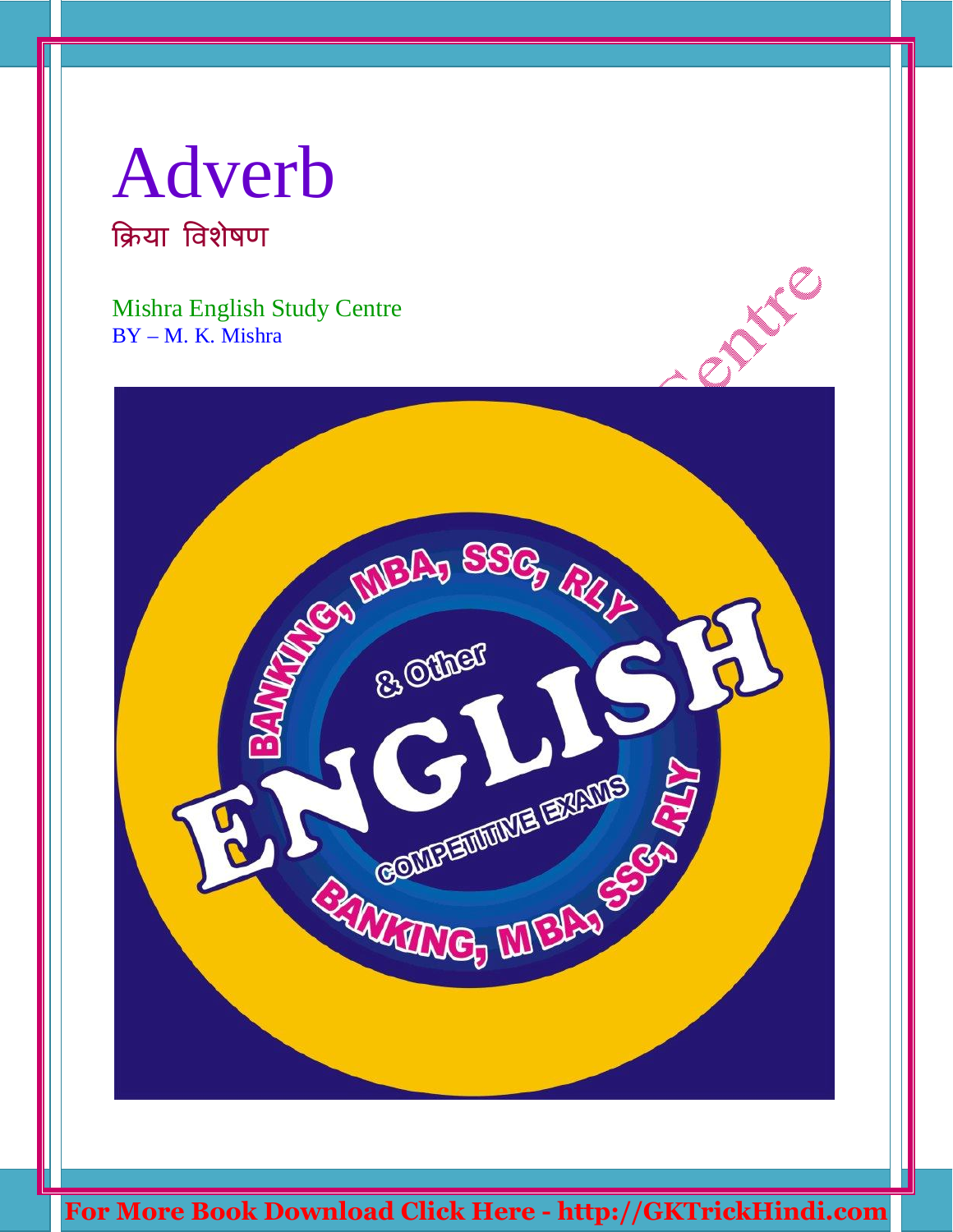# Adverb

## क्रिया विशेषण

Mishra English Study Centre

BY – M. K. Mishra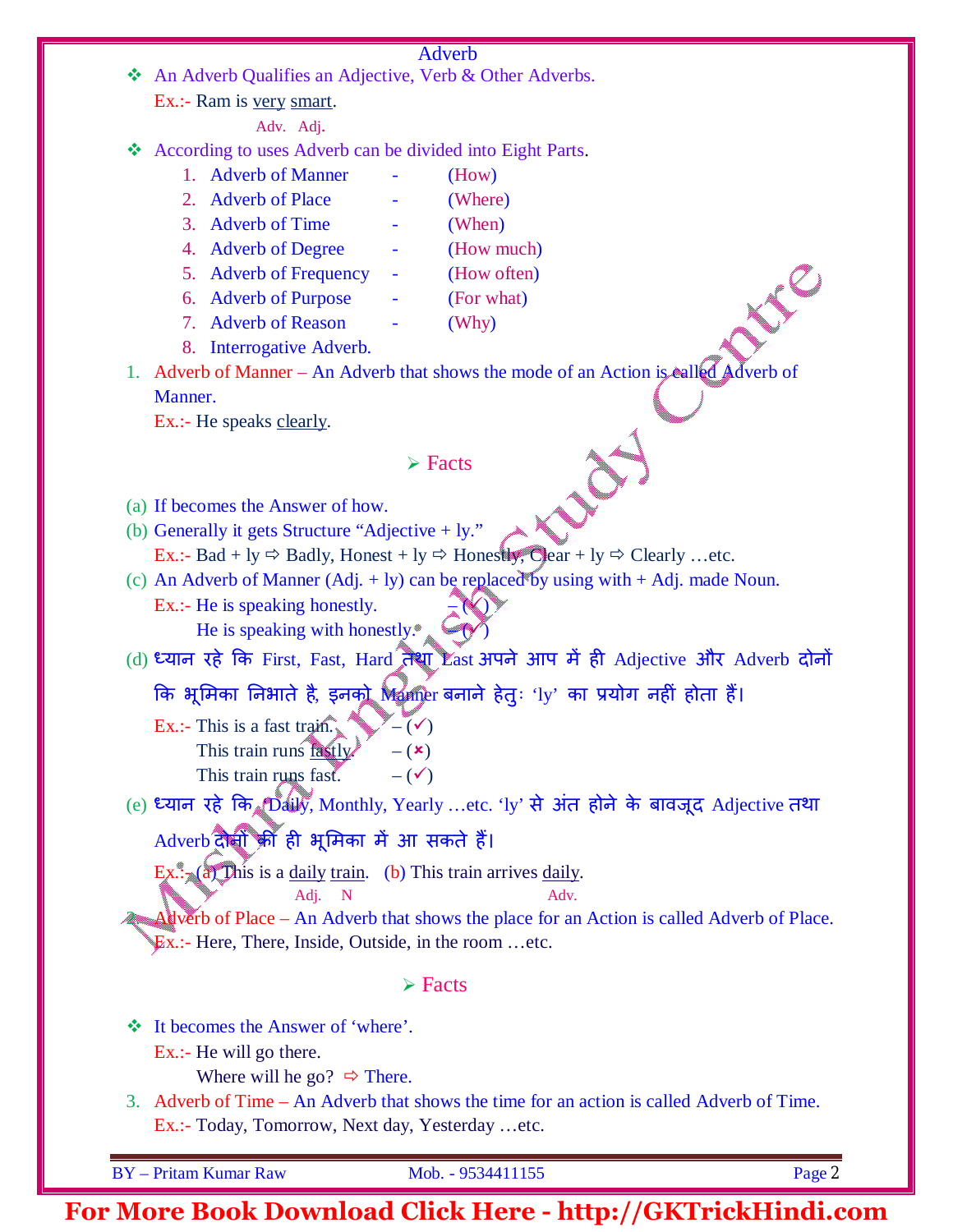# Adverb

- An Adverb Qualifies an Adjective, Verb & Other Adverbs.

  Ex.:- Ram is very smart.
  (very = Adv., smart = Adj.)

- According to uses Adverb can be divided into Eight Parts.

  1. Adverb of Manner - (How)
  2. Adverb of Place - (Where)
  3. Adverb of Time - (When)
  4. Adverb of Degree - (How much)
  5. Adverb of Frequency - (How often)
  6. Adverb of Purpose - (For what)
  7. Adverb of Reason - (Why)
  8. Interrogative Adverb.

1. Adverb of Manner – An Adverb that shows the mode of an Action is called Adverb of Manner.

   Ex.:- He speaks clearly.

### ➢ Facts

(a) If becomes the Answer of how.

(b) Generally it gets Structure "Adjective + ly."

Ex.:- Bad + ly ⇨ Badly, Honest + ly ⇨ Honestly, Clear + ly ⇨ Clearly …etc.

(c) An Adverb of Manner (Adj. + ly) can be replaced by using with + Adj. made Noun.

Ex.:- He is speaking honestly. – (✓)
He is speaking with honestly. – (✓)

(d) ध्यान रहे कि First, Fast, Hard तथा Last अपने आप में ही Adjective और Adverb दोनों कि भूमिका निभाते है, इनको Manner बनाने हेतुः 'ly' का प्रयोग नहीं होता हैं।

Ex.:- This is a fast train. – (✓)
This train runs fastly. – (✗)
This train runs fast. – (✓)

(e) ध्यान रहे कि Daily, Monthly, Yearly …etc. 'ly' से अंत होने के बावजूद Adjective तथा Adverb दोनों की ही भूमिका में आ सकते हैं।

Ex.:- (a) This is a daily train. (daily = Adj., train = N) (b) This train arrives daily. (daily = Adv.)

2. Adverb of Place – An Adverb that shows the place for an Action is called Adverb of Place.

   Ex.:- Here, There, Inside, Outside, in the room …etc.

### ➢ Facts

- It becomes the Answer of 'where'.

  Ex.:- He will go there.
  Where will he go? ⇨ There.

3. Adverb of Time – An Adverb that shows the time for an action is called Adverb of Time.

   Ex.:- Today, Tomorrow, Next day, Yesterday …etc.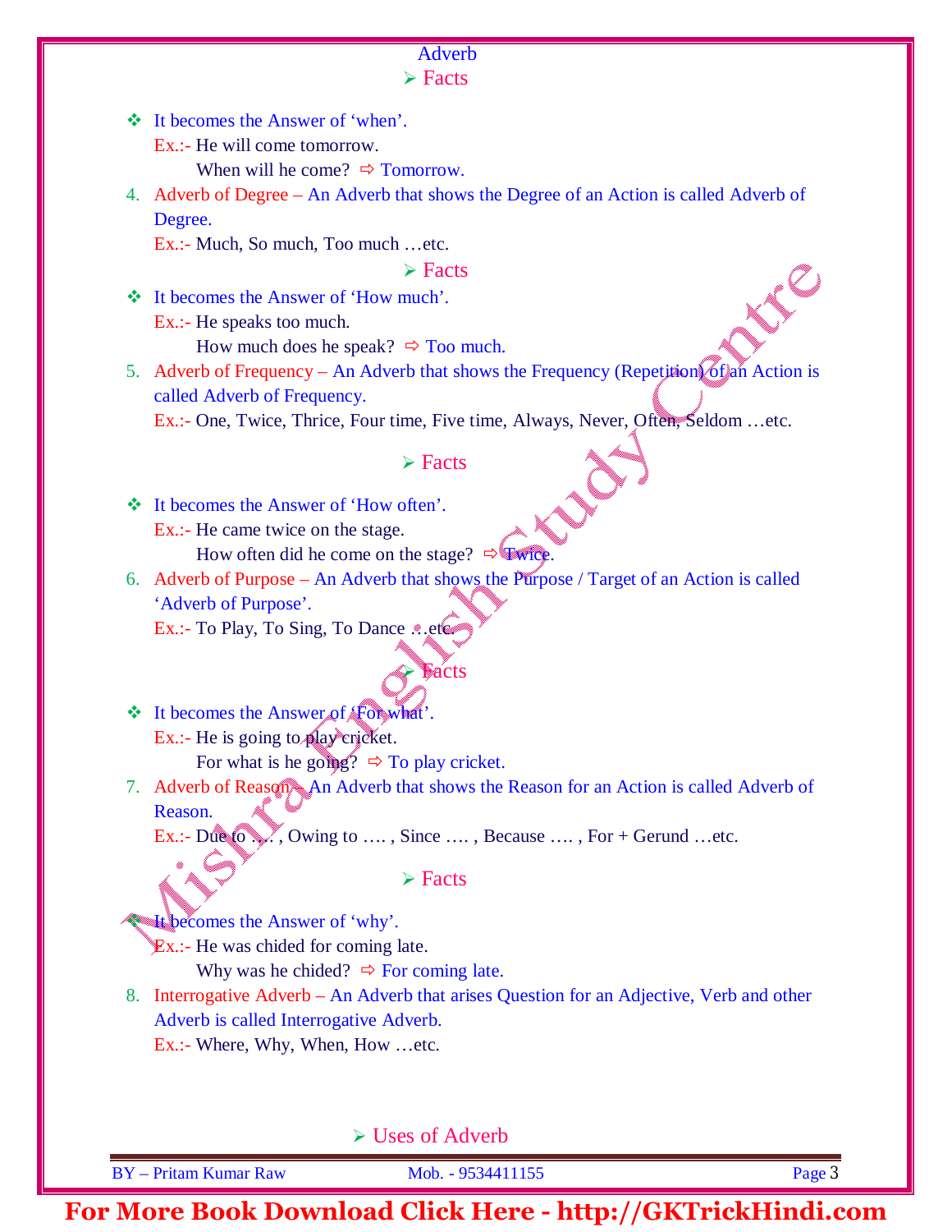## Adverb

### ➢ Facts

- It becomes the Answer of 'when'.

  Ex.:- He will come tomorrow.

  When will he come? ⇨ Tomorrow.

4. Adverb of Degree – An Adverb that shows the Degree of an Action is called Adverb of Degree.

   Ex.:- Much, So much, Too much …etc.

### ➢ Facts

- It becomes the Answer of 'How much'.

  Ex.:- He speaks too much.

  How much does he speak? ⇨ Too much.

5. Adverb of Frequency – An Adverb that shows the Frequency (Repetition) of an Action is called Adverb of Frequency.

   Ex.:- One, Twice, Thrice, Four time, Five time, Always, Never, Often, Seldom …etc.

### ➢ Facts

- It becomes the Answer of 'How often'.

  Ex.:- He came twice on the stage.

  How often did he come on the stage? ⇨ Twice.

6. Adverb of Purpose – An Adverb that shows the Purpose / Target of an Action is called 'Adverb of Purpose'.

   Ex.:- To Play, To Sing, To Dance …etc.

### ➢ Facts

- It becomes the Answer of 'For what'.

  Ex.:- He is going to play cricket.

  For what is he going? ⇨ To play cricket.

7. Adverb of Reason – An Adverb that shows the Reason for an Action is called Adverb of Reason.

   Ex.:- Due to …. , Owing to …. , Since …. , Because …. , For + Gerund …etc.

### ➢ Facts

- It becomes the Answer of 'why'.

  Ex.:- He was chided for coming late.

  Why was he chided? ⇨ For coming late.

8. Interrogative Adverb – An Adverb that arises Question for an Adjective, Verb and other Adverb is called Interrogative Adverb.

   Ex.:- Where, Why, When, How …etc.

### ➢ Uses of Adverb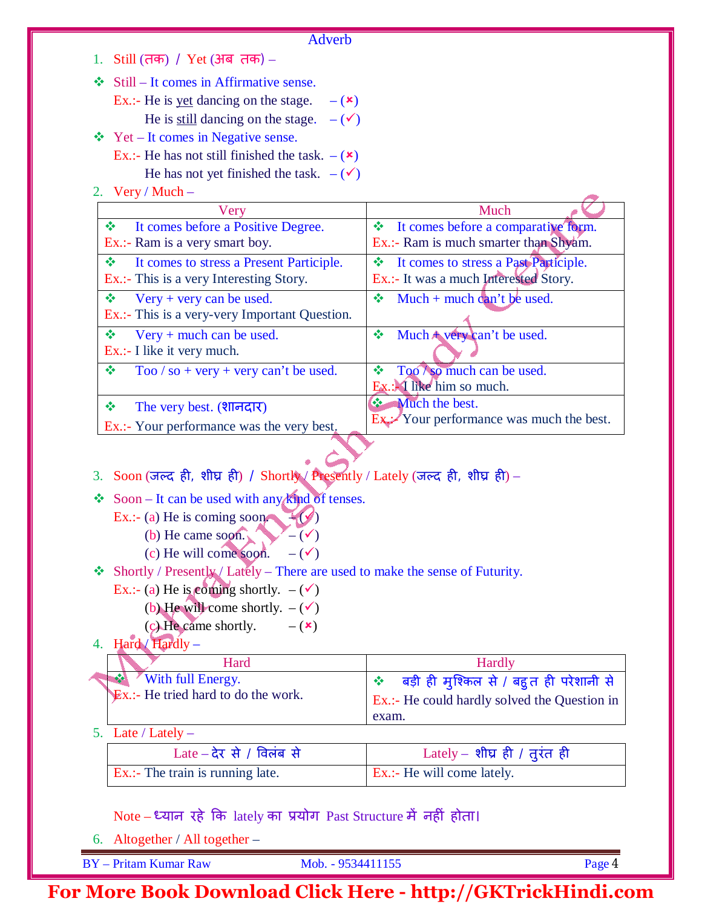## Adverb

1. Still (तक) / Yet (अब तक) –

- ❖ Still – It comes in Affirmative sense.

  Ex.:- He is yet dancing on the stage. – (×)

  He is still dancing on the stage. – (✓)

- ❖ Yet – It comes in Negative sense.

  Ex.:- He has not still finished the task. – (×)

  He has not yet finished the task. – (✓)

2. Very / Much –

| Very | Much |
|---|---|
| ❖ It comes before a Positive Degree.<br>Ex.:- Ram is a very smart boy. | ❖ It comes before a comparative form.<br>Ex.:- Ram is much smarter than Shyam. |
| ❖ It comes to stress a Present Participle.<br>Ex.:- This is a very Interesting Story. | ❖ It comes to stress a Past Participle.<br>Ex.:- It was a much Interested Story. |
| ❖ Very + very can be used.<br>Ex.:- This is a very-very Important Question. | ❖ Much + much can't be used. |
| ❖ Very + much can be used.<br>Ex.:- I like it very much. | ❖ Much + very can't be used. |
| ❖ Too / so + very + very can't be used. | ❖ Too / so much can be used.<br>Ex.:- I like him so much. |
| ❖ The very best. (शानदार)<br>Ex.:- Your performance was the very best. | ❖ Much the best.<br>Ex.:- Your performance was much the best. |

3. Soon (जल्द ही, शीघ्र ही) / Shortly / Presently / Lately (जल्द ही, शीघ्र ही) –

- ❖ Soon – It can be used with any kind of tenses.

  Ex.:- (a) He is coming soon. – (✓)

  (b) He came soon. – (✓)

  (c) He will come soon. – (✓)

- ❖ Shortly / Presently / Lately – There are used to make the sense of Futurity.

  Ex.:- (a) He is coming shortly. – (✓)

  (b) He will come shortly. – (✓)

  (c) He came shortly. – (×)

4. Hard / Hardly –

| Hard | Hardly |
|---|---|
| ❖ With full Energy.<br>Ex.:- He tried hard to do the work. | ❖ बड़ी ही मुश्किल से / बहुत ही परेशानी से<br>Ex.:- He could hardly solved the Question in exam. |

5. Late / Lately –

| Late – देर से / विलंब से | Lately – शीघ्र ही / तुरंत ही |
|---|---|
| Ex.:- The train is running late. | Ex.:- He will come lately. |

Note – ध्यान रहे कि lately का प्रयोग Past Structure में नहीं होता।

6. Altogether / All together –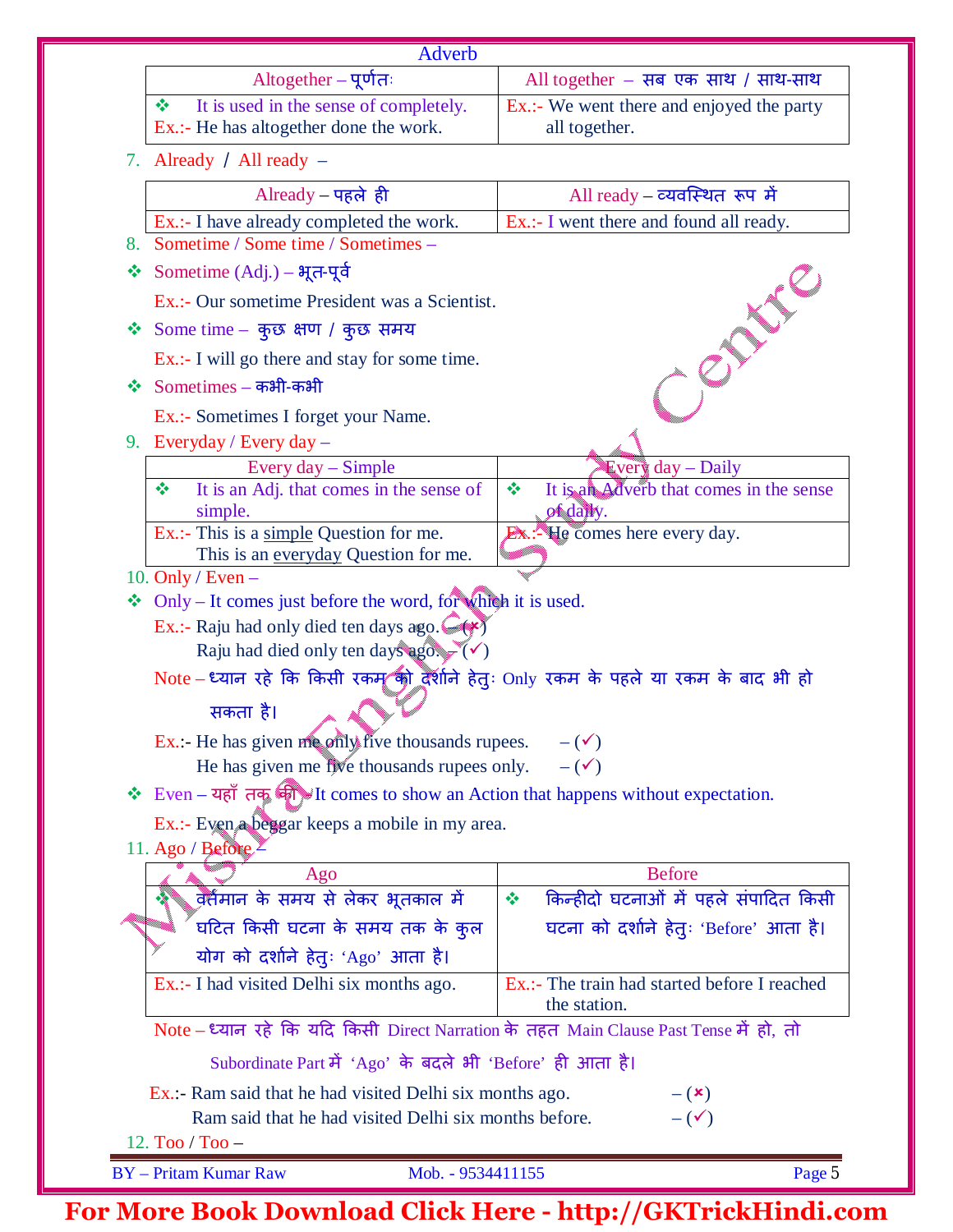Adverb

| Altogether – पूर्णतः | All together – सब एक साथ / साथ-साथ |
|---|---|
| ❖ It is used in the sense of completely. Ex.:- He has altogether done the work. | Ex.:- We went there and enjoyed the party all together. |

7. Already / All ready –

| Already – पहले ही | All ready – व्यवस्थित रूप में |
|---|---|
| Ex.:- I have already completed the work. | Ex.:- I went there and found all ready. |

8. Sometime / Some time / Sometimes –

❖ Sometime (Adj.) – भूत-पूर्व

Ex.:- Our sometime President was a Scientist.

❖ Some time – कुछ क्षण / कुछ समय

Ex.:- I will go there and stay for some time.

❖ Sometimes – कभी-कभी

Ex.:- Sometimes I forget your Name.

9. Everyday / Every day –

| Every day – Simple | Every day – Daily |
|---|---|
| ❖ It is an Adj. that comes in the sense of simple. | ❖ It is an Adverb that comes in the sense of daily. |
| Ex.:- This is a simple Question for me. This is an everyday Question for me. | Ex.:- He comes here every day. |

10. Only / Even –

❖ Only – It comes just before the word, for which it is used.

Ex.:- Raju had only died ten days ago. – (✗)
Raju had died only ten days ago. – (✓)

Note – ध्यान रहे कि किसी रकम को दर्शाने हेतुः Only रकम के पहले या रकम के बाद भी हो सकता है।

Ex.:- He has given me only five thousands rupees. – (✓)
He has given me five thousands rupees only. – (✓)

❖ Even – यहाँ तक की – It comes to show an Action that happens without expectation.

Ex.:- Even a beggar keeps a mobile in my area.

11. Ago / Before –

| Ago | Before |
|---|---|
| ❖ वर्तमान के समय से लेकर भूतकाल में घटित किसी घटना के समय तक के कुल योग को दर्शाने हेतुः 'Ago' आता है। | ❖ किन्हीदो घटनाओं में पहले संपादित किसी घटना को दर्शाने हेतुः 'Before' आता है। |
| Ex.:- I had visited Delhi six months ago. | Ex.:- The train had started before I reached the station. |

Note – ध्यान रहे कि यदि किसी Direct Narration के तहत Main Clause Past Tense में हो, तो Subordinate Part में 'Ago' के बदले भी 'Before' ही आता है।

Ex.:- Ram said that he had visited Delhi six months ago. – (✗)
Ram said that he had visited Delhi six months before. – (✓)

12. Too / Too –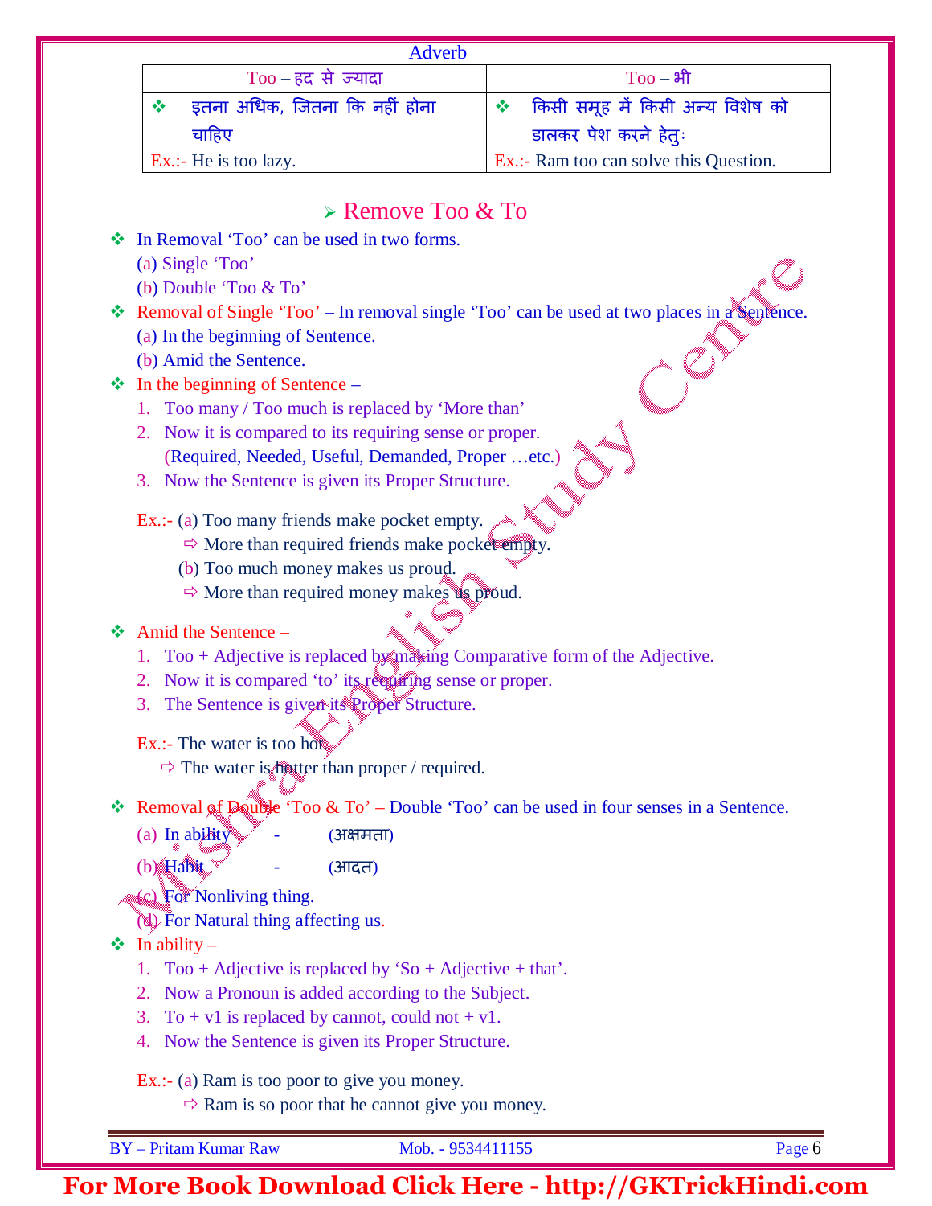| Adverb | |
|---|---|
| Too – हद से ज्यादा | Too – भी |
| ❖ इतना अधिक, जितना कि नहीं होना चाहिए | ❖ किसी समूह में किसी अन्य विशेष को डालकर पेश करने हेतुः |
| Ex.:- He is too lazy. | Ex.:- Ram too can solve this Question. |

## ➢ Remove Too & To

❖ In Removal 'Too' can be used in two forms.
   (a) Single 'Too'
   (b) Double 'Too & To'

❖ Removal of Single 'Too' – In removal single 'Too' can be used at two places in a Sentence.
   (a) In the beginning of Sentence.
   (b) Amid the Sentence.

❖ In the beginning of Sentence –
1. Too many / Too much is replaced by 'More than'
2. Now it is compared to its requiring sense or proper.
   (Required, Needed, Useful, Demanded, Proper …etc.)
3. Now the Sentence is given its Proper Structure.

Ex.:- (a) Too many friends make pocket empty.
   ⇨ More than required friends make pocket empty.
   (b) Too much money makes us proud.
   ⇨ More than required money makes us proud.

❖ Amid the Sentence –
1. Too + Adjective is replaced by making Comparative form of the Adjective.
2. Now it is compared 'to' its requiring sense or proper.
3. The Sentence is given its Proper Structure.

Ex.:- The water is too hot.
   ⇨ The water is hotter than proper / required.

❖ Removal of Double 'Too & To' – Double 'Too' can be used in four senses in a Sentence.
   (a) In ability - (अक्षमता)
   (b) Habit - (आदत)
   (c) For Nonliving thing.
   (d) For Natural thing affecting us.

❖ In ability –
1. Too + Adjective is replaced by 'So + Adjective + that'.
2. Now a Pronoun is added according to the Subject.
3. To + v1 is replaced by cannot, could not + v1.
4. Now the Sentence is given its Proper Structure.

Ex.:- (a) Ram is too poor to give you money.
   ⇨ Ram is so poor that he cannot give you money.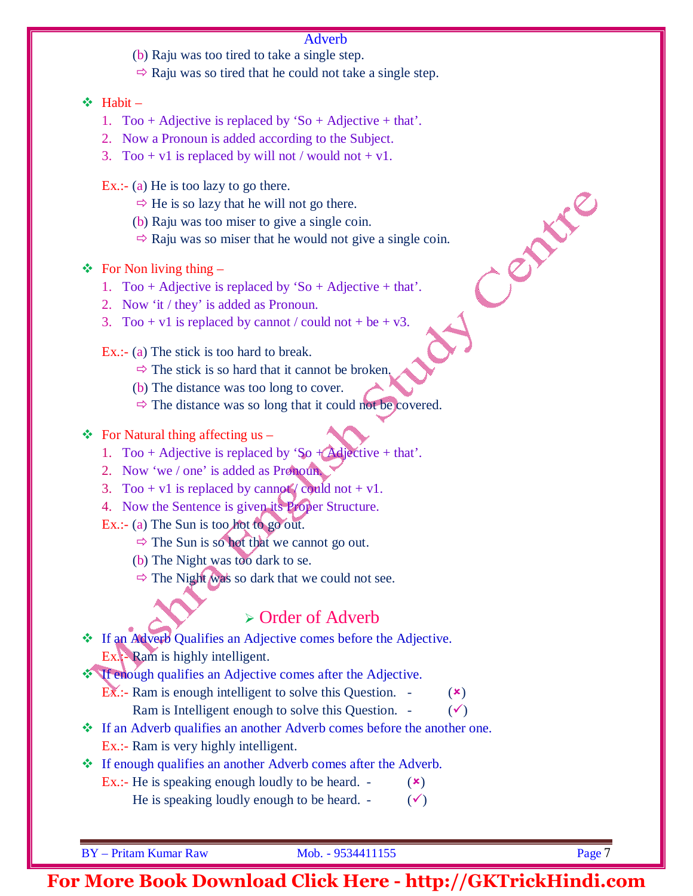(b) Raju was too tired to take a single step.

⇨ Raju was so tired that he could not take a single step.

- Habit –
  1. Too + Adjective is replaced by 'So + Adjective + that'.
  2. Now a Pronoun is added according to the Subject.
  3. Too + v1 is replaced by will not / would not + v1.

Ex.:- (a) He is too lazy to go there.

⇨ He is so lazy that he will not go there.

(b) Raju was too miser to give a single coin.

⇨ Raju was so miser that he would not give a single coin.

- For Non living thing –
  1. Too + Adjective is replaced by 'So + Adjective + that'.
  2. Now 'it / they' is added as Pronoun.
  3. Too + v1 is replaced by cannot / could not + be + v3.

Ex.:- (a) The stick is too hard to break.

⇨ The stick is so hard that it cannot be broken.

(b) The distance was too long to cover.

⇨ The distance was so long that it could not be covered.

- For Natural thing affecting us –
  1. Too + Adjective is replaced by 'So + Adjective + that'.
  2. Now 'we / one' is added as Pronoun.
  3. Too + v1 is replaced by cannot / could not + v1.
  4. Now the Sentence is given its Proper Structure.

Ex.:- (a) The Sun is too hot to go out.

⇨ The Sun is so hot that we cannot go out.

(b) The Night was too dark to se.

⇨ The Night was so dark that we could not see.

## Order of Adverb

- If an Adverb Qualifies an Adjective comes before the Adjective.

Ex.:- Ram is highly intelligent.

- If enough qualifies an Adjective comes after the Adjective.

Ex.:- Ram is enough intelligent to solve this Question. - (✗)

Ram is Intelligent enough to solve this Question. - (✓)

- If an Adverb qualifies an another Adverb comes before the another one.

Ex.:- Ram is very highly intelligent.

- If enough qualifies an another Adverb comes after the Adverb.

Ex.:- He is speaking enough loudly to be heard. - (✗)

He is speaking loudly enough to be heard. - (✓)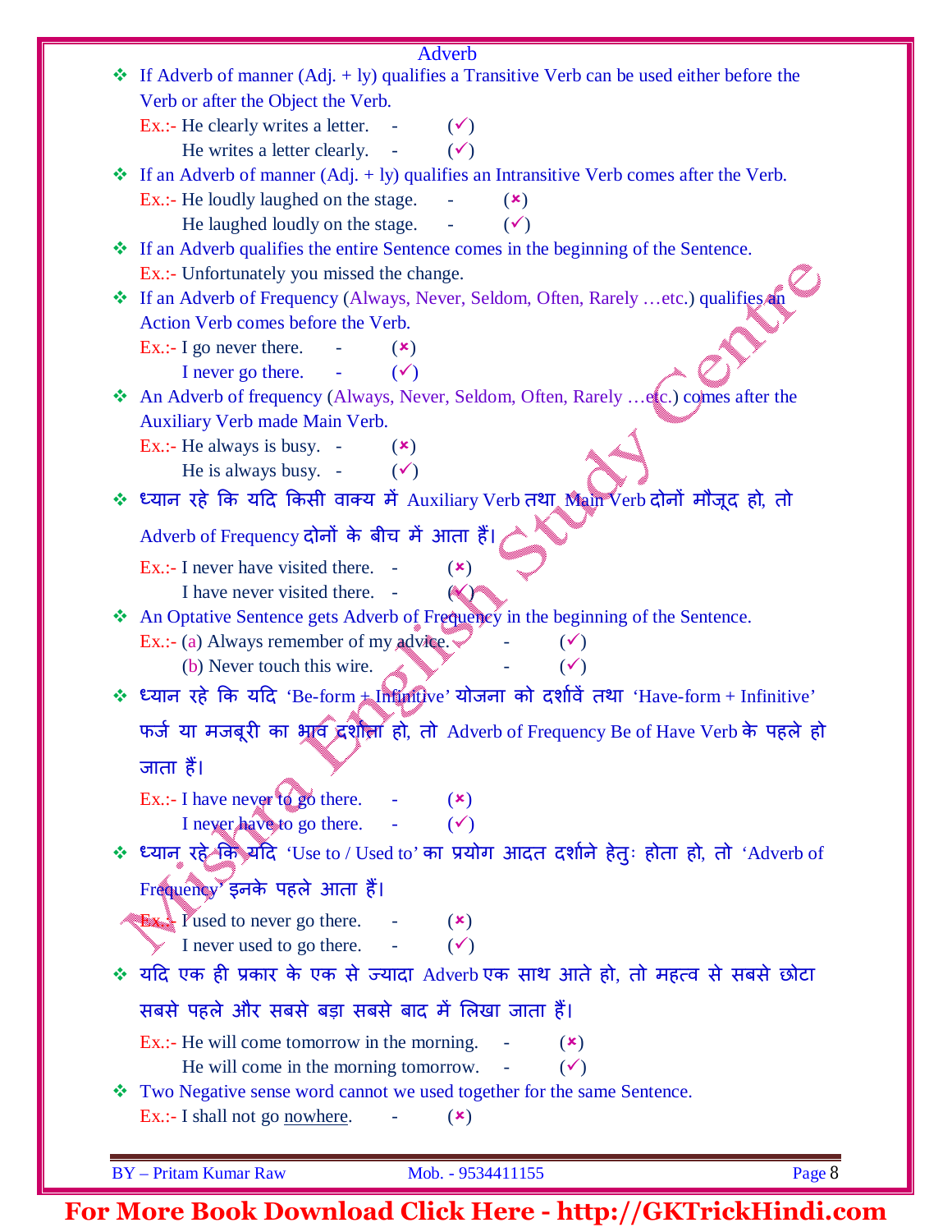## Adverb

- ❖ If Adverb of manner (Adj. + ly) qualifies a Transitive Verb can be used either before the Verb or after the Object the Verb.

  Ex.:- He clearly writes a letter. - (✓)

  He writes a letter clearly. - (✓)

- ❖ If an Adverb of manner (Adj. + ly) qualifies an Intransitive Verb comes after the Verb.

  Ex.:- He loudly laughed on the stage. - (✗)

  He laughed loudly on the stage. - (✓)

- ❖ If an Adverb qualifies the entire Sentence comes in the beginning of the Sentence.

  Ex.:- Unfortunately you missed the change.

- ❖ If an Adverb of Frequency (Always, Never, Seldom, Often, Rarely …etc.) qualifies an Action Verb comes before the Verb.

  Ex.:- I go never there. - (✗)

  I never go there. - (✓)

- ❖ An Adverb of frequency (Always, Never, Seldom, Often, Rarely …etc.) comes after the Auxiliary Verb made Main Verb.

  Ex.:- He always is busy. - (✗)

  He is always busy. - (✓)

- ❖ ध्यान रहे कि यदि किसी वाक्य में Auxiliary Verb तथा Main Verb दोनों मौजूद हो, तो Adverb of Frequency दोनों के बीच में आता हैं।

  Ex.:- I never have visited there. - (✗)

  I have never visited there. - (✓)

- ❖ An Optative Sentence gets Adverb of Frequency in the beginning of the Sentence.

  Ex.:- (a) Always remember of my advice. - (✓)

  (b) Never touch this wire. - (✓)

- ❖ ध्यान रहे कि यदि 'Be-form + Infinitive' योजना को दर्शावें तथा 'Have-form + Infinitive' फर्ज या मजबूरी का भाव दर्शाता हो, तो Adverb of Frequency Be of Have Verb के पहले हो जाता हैं।

  Ex.:- I have never to go there. - (✗)

  I never have to go there. - (✓)

- ❖ ध्यान रहे कि यदि 'Use to / Used to' का प्रयोग आदत दर्शाने हेतुः होता हो, तो 'Adverb of Frequency' इनके पहले आता हैं।

  Ex.:- I used to never go there. - (✗)

  I never used to go there. - (✓)

- ❖ यदि एक ही प्रकार के एक से ज्यादा Adverb एक साथ आते हो, तो महत्व से सबसे छोटा सबसे पहले और सबसे बड़ा सबसे बाद में लिखा जाता हैं।

  Ex.:- He will come tomorrow in the morning. - (✗)

  He will come in the morning tomorrow. - (✓)

- ❖ Two Negative sense word cannot we used together for the same Sentence.

  Ex.:- I shall not go nowhere. - (✗)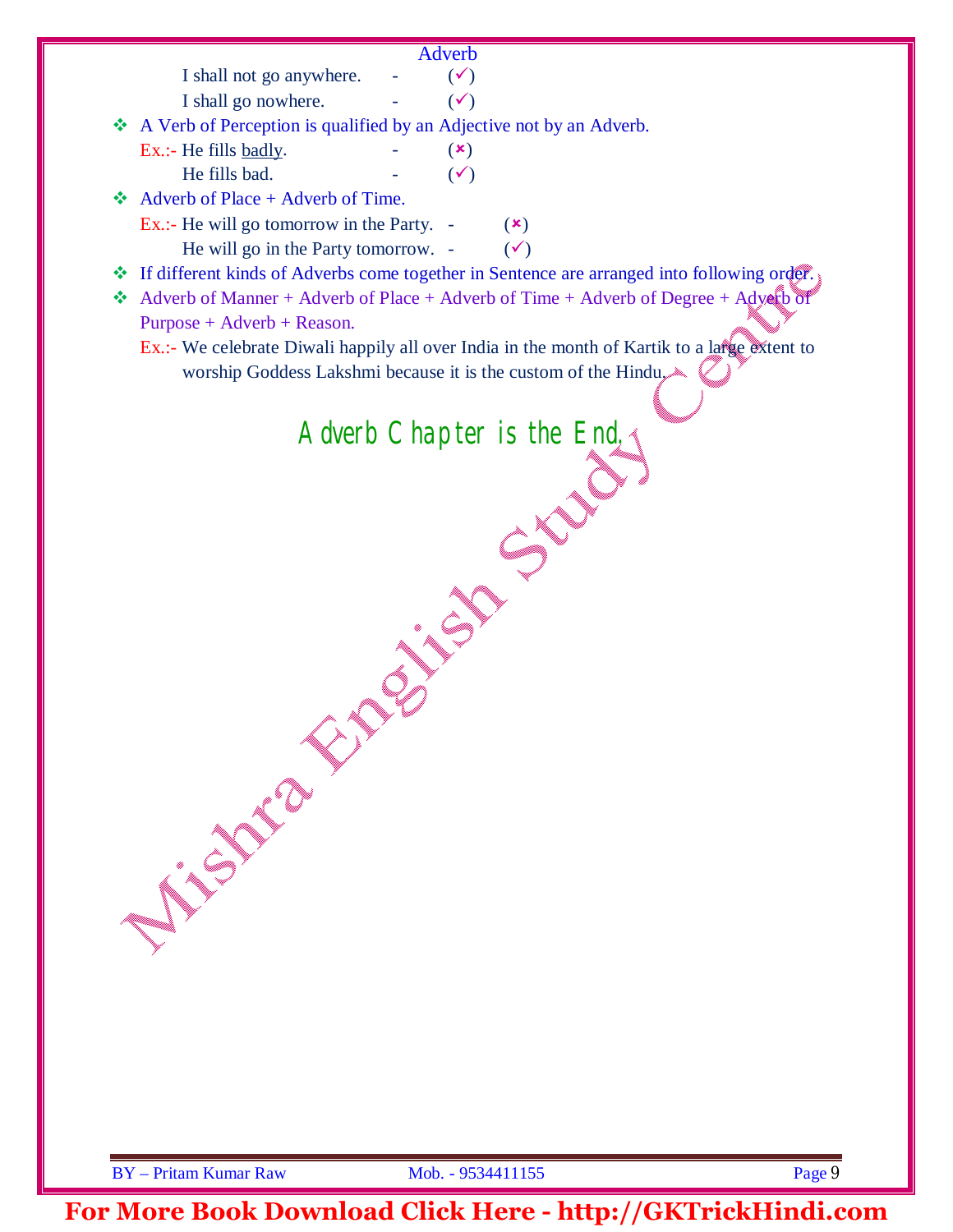Adverb

I shall not go anywhere. - (✓)

I shall go nowhere. - (✓)

- A Verb of Perception is qualified by an Adjective not by an Adverb.

  Ex.:- He fills badly. - (✗)

  He fills bad. - (✓)

- Adverb of Place + Adverb of Time.

  Ex.:- He will go tomorrow in the Party. - (✗)

  He will go in the Party tomorrow. - (✓)

- If different kinds of Adverbs come together in Sentence are arranged into following order.
- Adverb of Manner + Adverb of Place + Adverb of Time + Adverb of Degree + Adverb of Purpose + Adverb + Reason.

  Ex.:- We celebrate Diwali happily all over India in the month of Kartik to a large extent to worship Goddess Lakshmi because it is the custom of the Hindu.

Adverb Chapter is the End.